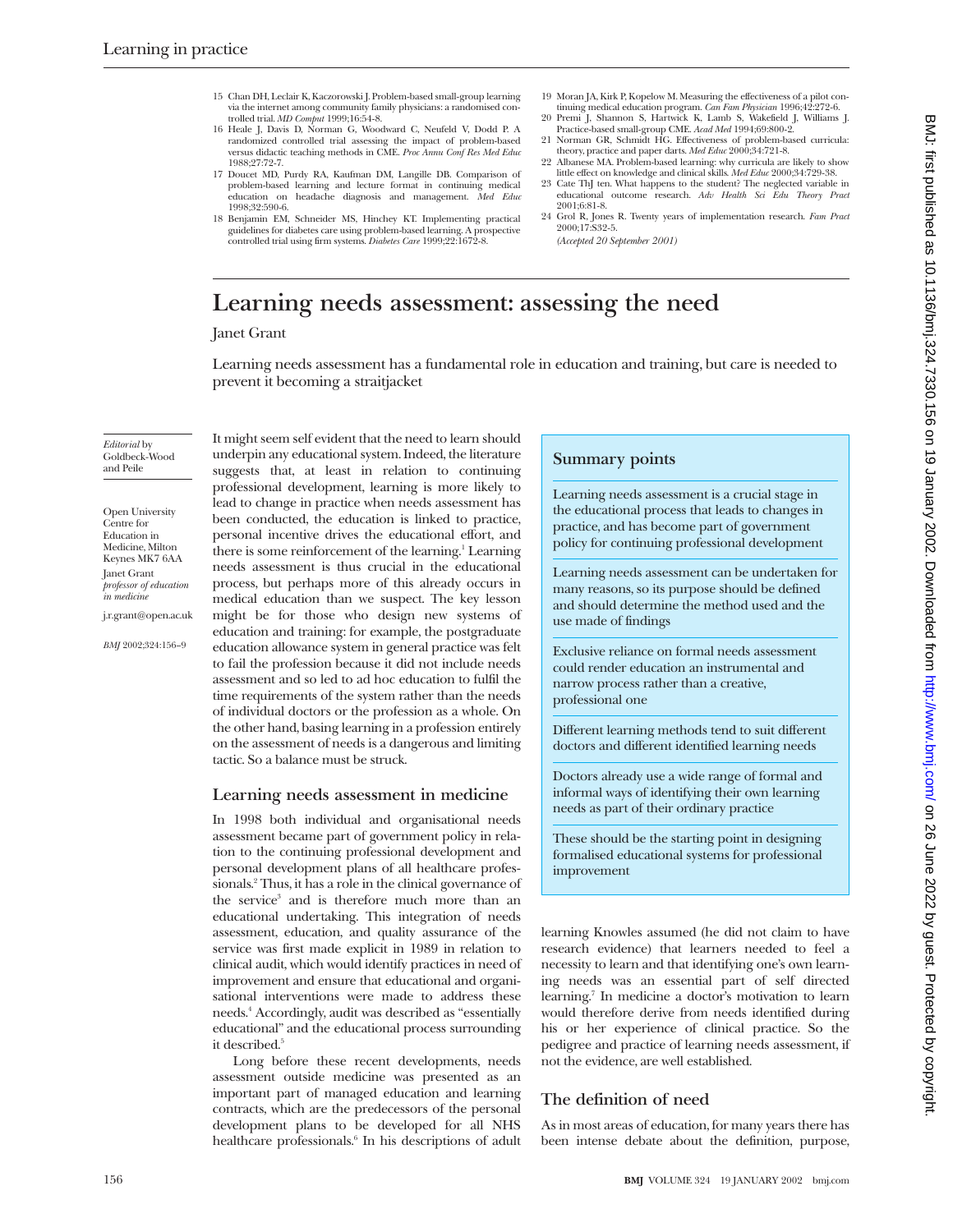15 Chan DH, Leclair K, Kaczorowski J. Problem-based small-group learning via the internet among community family physicians: a randomised controlled trial. *MD Comput* 1999;16:54-8.

16 Heale J, Davis D, Norman G, Woodward C, Neufeld V, Dodd P. A randomized controlled trial assessing the impact of problem-based versus didactic teaching methods in CME. *Proc Annu Conf Res Med Educ* 1988;27:72-7.

17 Doucet MD, Purdy RA, Kaufman DM, Langille DB. Comparison of problem-based learning and lecture format in continuing medical education on headache diagnosis and management. *Med Educ* 1998;32:590-6.

18 Benjamin EM, Schneider MS, Hinchey KT. Implementing practical guidelines for diabetes care using problem-based learning. A prospective controlled trial using firm systems. *Diabetes Care* 1999;22:1672-8.

19 Moran JA, Kirk P, Kopelow M. Measuring the effectiveness of a pilot continuing medical education program. *Can Fam Physician* 1996;42:272-6.

20 Premi J, Shannon S, Hartwick K, Lamb S, Wakefield J, Williams J. Practice-based small-group CME. *Acad Med* 1994;69:800-2.

21 Norman GR, Schmidt HG. Effectiveness of problem-based curricula: theory, practice and paper darts. *Med Educ* 2000;34:721-8.

22 Albanese MA. Problem-based learning: why curricula are likely to show little effect on knowledge and clinical skills. *Med Educ* 2000;34:729-38.

23 Cate ThJ ten. What happens to the student? The neglected variable in educational outcome research. *Adv Health Sci Edu Theory Pract* 2001;6:81-8.

24 Grol R, Jones R. Twenty years of implementation research. *Fam Pract* 2000;17:S32-5.

*(Accepted 20 September 2001)*

# Learning needs assessment: assessing the need

Janet Grant

**Learning needs assessment has a fundamental role in education and training, but care is needed to prevent it becoming a straitjacket**

*Editorial* by Goldbeck-Wood and Peile

Open University Centre for Education in Medicine, Milton Keynes MK7 6AA
Janet Grant
*professor of education in medicine*

j.r.grant@open.ac.uk

*BMJ* 2002;324:156–9

It might seem self evident that the need to learn should underpin any educational system. Indeed, the literature suggests that, at least in relation to continuing professional development, learning is more likely to lead to change in practice when needs assessment has been conducted, the education is linked to practice, personal incentive drives the educational effort, and there is some reinforcement of the learning.[1] Learning needs assessment is thus crucial in the educational process, but perhaps more of this already occurs in medical education than we suspect. The key lesson might be for those who design new systems of education and training: for example, the postgraduate education allowance system in general practice was felt to fail the profession because it did not include needs assessment and so led to ad hoc education to fulfil the time requirements of the system rather than the needs of individual doctors or the profession as a whole. On the other hand, basing learning in a profession entirely on the assessment of needs is a dangerous and limiting tactic. So a balance must be struck.

## Summary points

Learning needs assessment is a crucial stage in the educational process that leads to changes in practice, and has become part of government policy for continuing professional development

Learning needs assessment can be undertaken for many reasons, so its purpose should be defined and should determine the method used and the use made of findings

Exclusive reliance on formal needs assessment could render education an instrumental and narrow process rather than a creative, professional one

Different learning methods tend to suit different doctors and different identified learning needs

Doctors already use a wide range of formal and informal ways of identifying their own learning needs as part of their ordinary practice

These should be the starting point in designing formalised educational systems for professional improvement

## Learning needs assessment in medicine

In 1998 both individual and organisational needs assessment became part of government policy in relation to the continuing professional development and personal development plans of all healthcare professionals.[2] Thus, it has a role in the clinical governance of the service[3] and is therefore much more than an educational undertaking. This integration of needs assessment, education, and quality assurance of the service was first made explicit in 1989 in relation to clinical audit, which would identify practices in need of improvement and ensure that educational and organisational interventions were made to address these needs.[4] Accordingly, audit was described as "essentially educational" and the educational process surrounding it described.[5]

Long before these recent developments, needs assessment outside medicine was presented as an important part of managed education and learning contracts, which are the predecessors of the personal development plans to be developed for all NHS healthcare professionals.[6] In his descriptions of adult learning Knowles assumed (he did not claim to have research evidence) that learners needed to feel a necessity to learn and that identifying one's own learning needs was an essential part of self directed learning.[7] In medicine a doctor's motivation to learn would therefore derive from needs identified during his or her experience of clinical practice. So the pedigree and practice of learning needs assessment, if not the evidence, are well established.

## The definition of need

As in most areas of education, for many years there has been intense debate about the definition, purpose,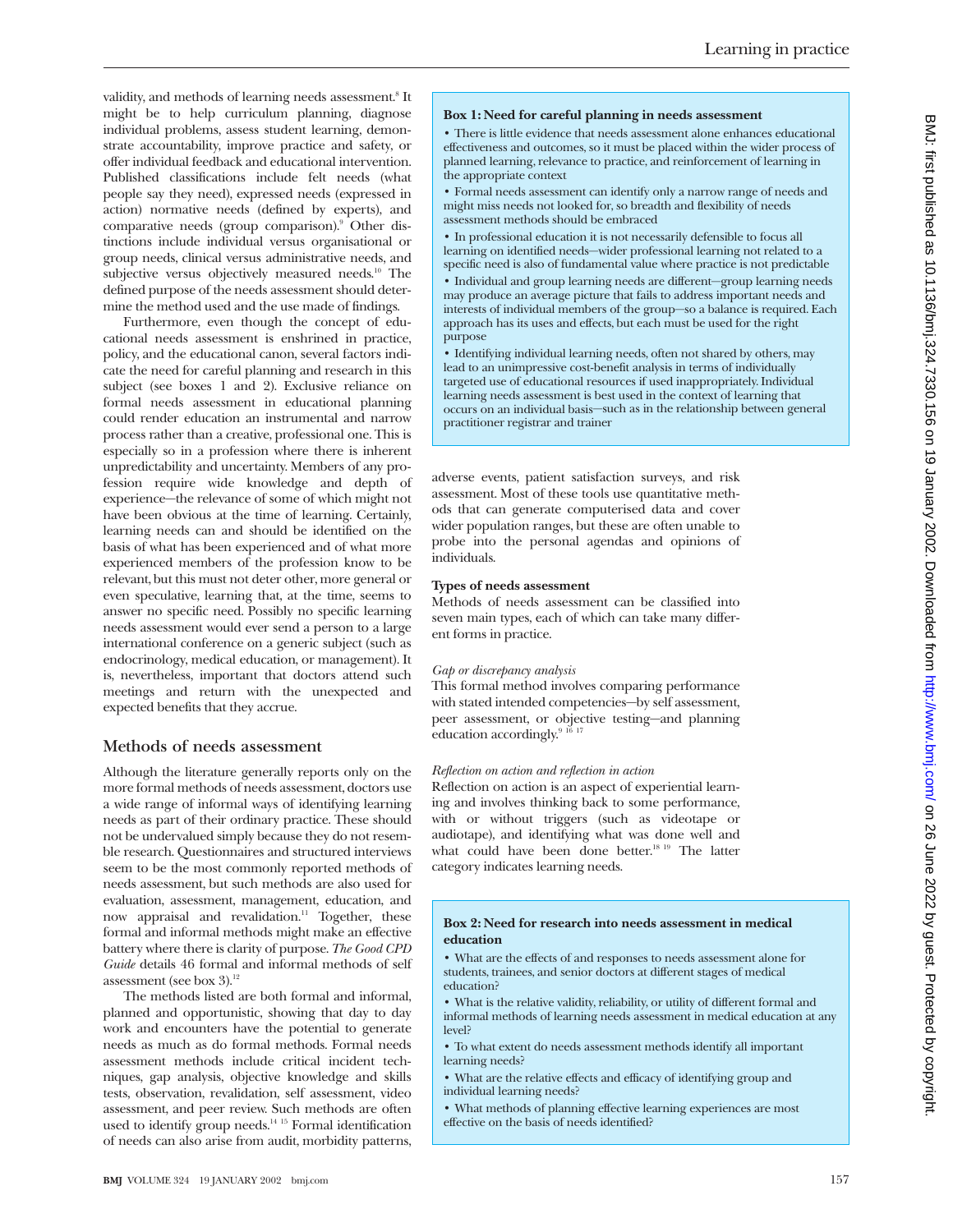validity, and methods of learning needs assessment.[8] It might be to help curriculum planning, diagnose individual problems, assess student learning, demonstrate accountability, improve practice and safety, or offer individual feedback and educational intervention. Published classifications include felt needs (what people say they need), expressed needs (expressed in action) normative needs (defined by experts), and comparative needs (group comparison).[9] Other distinctions include individual versus organisational or group needs, clinical versus administrative needs, and subjective versus objectively measured needs.[10] The defined purpose of the needs assessment should determine the method used and the use made of findings.

Furthermore, even though the concept of educational needs assessment is enshrined in practice, policy, and the educational canon, several factors indicate the need for careful planning and research in this subject (see boxes 1 and 2). Exclusive reliance on formal needs assessment in educational planning could render education an instrumental and narrow process rather than a creative, professional one. This is especially so in a profession where there is inherent unpredictability and uncertainty. Members of any profession require wide knowledge and depth of experience—the relevance of some of which might not have been obvious at the time of learning. Certainly, learning needs can and should be identified on the basis of what has been experienced and of what more experienced members of the profession know to be relevant, but this must not deter other, more general or even speculative, learning that, at the time, seems to answer no specific need. Possibly no specific learning needs assessment would ever send a person to a large international conference on a generic subject (such as endocrinology, medical education, or management). It is, nevertheless, important that doctors attend such meetings and return with the unexpected and expected benefits that they accrue.

**Box 1: Need for careful planning in needs assessment**

- There is little evidence that needs assessment alone enhances educational effectiveness and outcomes, so it must be placed within the wider process of planned learning, relevance to practice, and reinforcement of learning in the appropriate context
- Formal needs assessment can identify only a narrow range of needs and might miss needs not looked for, so breadth and flexibility of needs assessment methods should be embraced
- In professional education it is not necessarily defensible to focus all learning on identified needs—wider professional learning not related to a specific need is also of fundamental value where practice is not predictable
- Individual and group learning needs are different—group learning needs may produce an average picture that fails to address important needs and interests of individual members of the group—so a balance is required. Each approach has its uses and effects, but each must be used for the right purpose
- Identifying individual learning needs, often not shared by others, may lead to an unimpressive cost-benefit analysis in terms of individually targeted use of educational resources if used inappropriately. Individual learning needs assessment is best used in the context of learning that occurs on an individual basis—such as in the relationship between general practitioner registrar and trainer

## Methods of needs assessment

Although the literature generally reports only on the more formal methods of needs assessment, doctors use a wide range of informal ways of identifying learning needs as part of their ordinary practice. These should not be undervalued simply because they do not resemble research. Questionnaires and structured interviews seem to be the most commonly reported methods of needs assessment, but such methods are also used for evaluation, assessment, management, education, and now appraisal and revalidation.[11] Together, these formal and informal methods might make an effective battery where there is clarity of purpose. *The Good CPD Guide* details 46 formal and informal methods of self assessment (see box 3).[12]

The methods listed are both formal and informal, planned and opportunistic, showing that day to day work and encounters have the potential to generate needs as much as do formal methods. Formal needs assessment methods include critical incident techniques, gap analysis, objective knowledge and skills tests, observation, revalidation, self assessment, video assessment, and peer review. Such methods are often used to identify group needs.[14,15] Formal identification of needs can also arise from audit, morbidity patterns, adverse events, patient satisfaction surveys, and risk assessment. Most of these tools use quantitative methods that can generate computerised data and cover wider population ranges, but these are often unable to probe into the personal agendas and opinions of individuals.

### Types of needs assessment

Methods of needs assessment can be classified into seven main types, each of which can take many different forms in practice.

*Gap or discrepancy analysis*

This formal method involves comparing performance with stated intended competencies—by self assessment, peer assessment, or objective testing—and planning education accordingly.[9,16,17]

*Reflection on action and reflection in action*

Reflection on action is an aspect of experiential learning and involves thinking back to some performance, with or without triggers (such as videotape or audiotape), and identifying what was done well and what could have been done better.[18,19] The latter category indicates learning needs.

**Box 2: Need for research into needs assessment in medical education**

- What are the effects of and responses to needs assessment alone for students, trainees, and senior doctors at different stages of medical education?
- What is the relative validity, reliability, or utility of different formal and informal methods of learning needs assessment in medical education at any level?
- To what extent do needs assessment methods identify all important learning needs?
- What are the relative effects and efficacy of identifying group and individual learning needs?
- What methods of planning effective learning experiences are most effective on the basis of needs identified?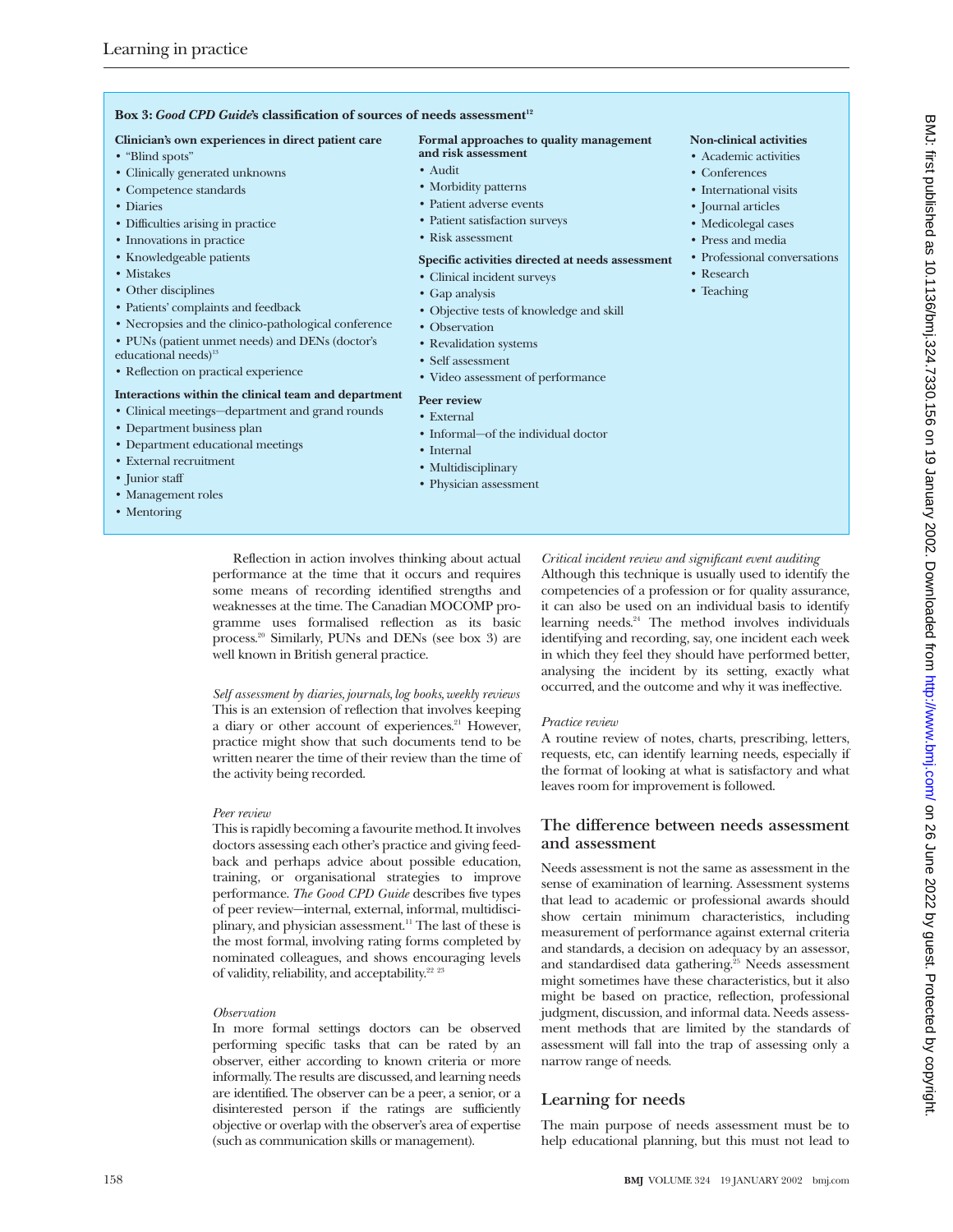**Box 3: *Good CPD Guide*'s classification of sources of needs assessment[12]**

**Clinician's own experiences in direct patient care**
- "Blind spots"
- Clinically generated unknowns
- Competence standards
- Diaries
- Difficulties arising in practice
- Innovations in practice
- Knowledgeable patients
- Mistakes
- Other disciplines
- Patients' complaints and feedback
- Necropsies and the clinico-pathological conference
- PUNs (patient unmet needs) and DENs (doctor's educational needs)[13]
- Reflection on practical experience

**Interactions within the clinical team and department**
- Clinical meetings—department and grand rounds
- Department business plan
- Department educational meetings
- External recruitment
- Junior staff
- Management roles
- Mentoring

**Formal approaches to quality management and risk assessment**
- Audit
- Morbidity patterns
- Patient adverse events
- Patient satisfaction surveys
- Risk assessment

**Specific activities directed at needs assessment**
- Clinical incident surveys
- Gap analysis
- Objective tests of knowledge and skill
- Observation
- Revalidation systems
- Self assessment
- Video assessment of performance

**Peer review**
- External
- Informal—of the individual doctor
- Internal
- Multidisciplinary
- Physician assessment

**Non-clinical activities**
- Academic activities
- Conferences
- International visits
- Journal articles
- Medicolegal cases
- Press and media
- Professional conversations
- Research
- Teaching

Reflection in action involves thinking about actual performance at the time that it occurs and requires some means of recording identified strengths and weaknesses at the time. The Canadian MOCOMP programme uses formalised reflection as its basic process.[20] Similarly, PUNs and DENs (see box 3) are well known in British general practice.

*Self assessment by diaries, journals, log books, weekly reviews*
This is an extension of reflection that involves keeping a diary or other account of experiences.[21] However, practice might show that such documents tend to be written nearer the time of their review than the time of the activity being recorded.

*Peer review*
This is rapidly becoming a favourite method. It involves doctors assessing each other's practice and giving feedback and perhaps advice about possible education, training, or organisational strategies to improve performance. *The Good CPD Guide* describes five types of peer review—internal, external, informal, multidisciplinary, and physician assessment.[11] The last of these is the most formal, involving rating forms completed by nominated colleagues, and shows encouraging levels of validity, reliability, and acceptability.[22 23]

*Observation*
In more formal settings doctors can be observed performing specific tasks that can be rated by an observer, either according to known criteria or more informally. The results are discussed, and learning needs are identified. The observer can be a peer, a senior, or a disinterested person if the ratings are sufficiently objective or overlap with the observer's area of expertise (such as communication skills or management).

*Critical incident review and significant event auditing*
Although this technique is usually used to identify the competencies of a profession or for quality assurance, it can also be used on an individual basis to identify learning needs.[24] The method involves individuals identifying and recording, say, one incident each week in which they feel they should have performed better, analysing the incident by its setting, exactly what occurred, and the outcome and why it was ineffective.

*Practice review*
A routine review of notes, charts, prescribing, letters, requests, etc, can identify learning needs, especially if the format of looking at what is satisfactory and what leaves room for improvement is followed.

## The difference between needs assessment and assessment

Needs assessment is not the same as assessment in the sense of examination of learning. Assessment systems that lead to academic or professional awards should show certain minimum characteristics, including measurement of performance against external criteria and standards, a decision on adequacy by an assessor, and standardised data gathering.[25] Needs assessment might sometimes have these characteristics, but it also might be based on practice, reflection, professional judgment, discussion, and informal data. Needs assessment methods that are limited by the standards of assessment will fall into the trap of assessing only a narrow range of needs.

## Learning for needs

The main purpose of needs assessment must be to help educational planning, but this must not lead to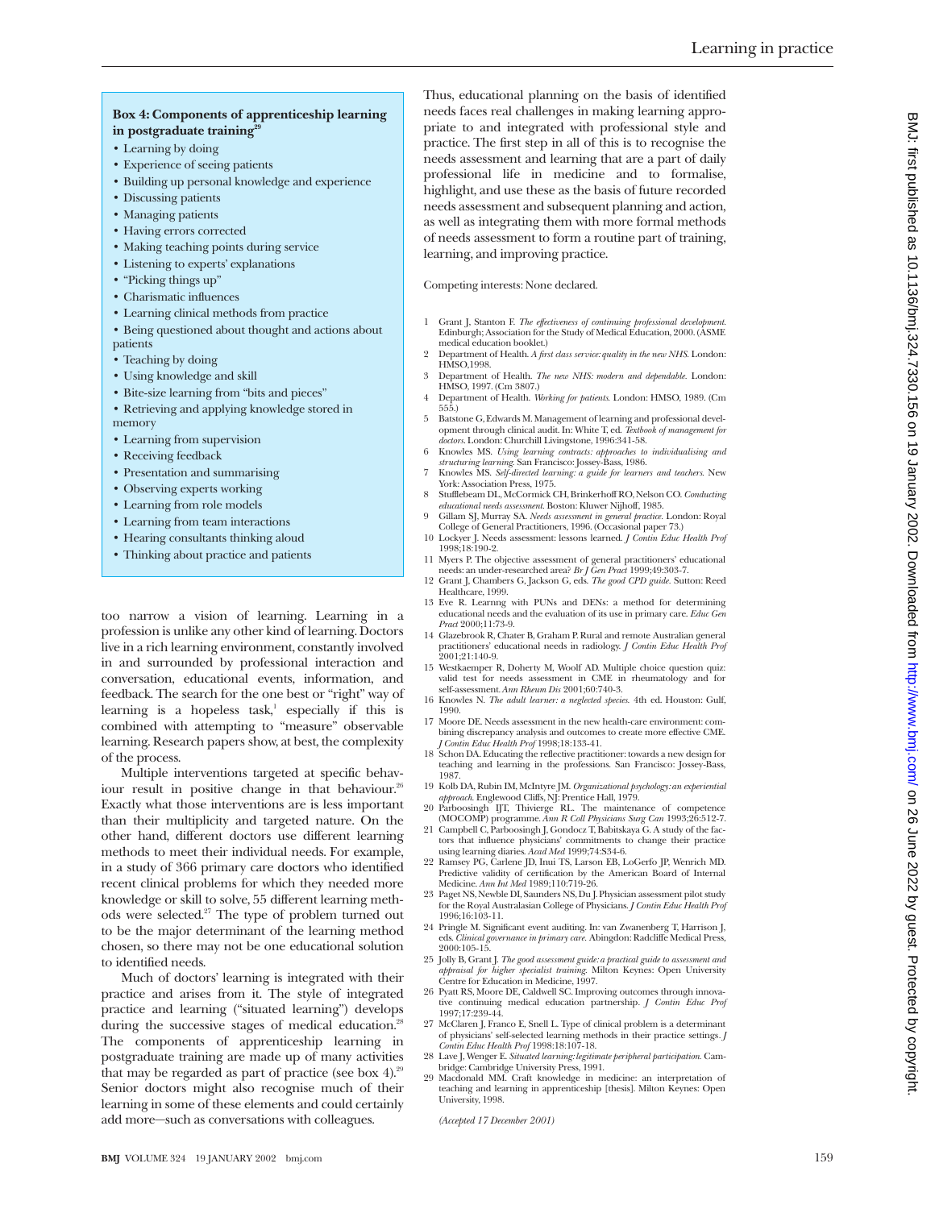**Box 4: Components of apprenticeship learning in postgraduate training[29]**

- Learning by doing
- Experience of seeing patients
- Building up personal knowledge and experience
- Discussing patients
- Managing patients
- Having errors corrected
- Making teaching points during service
- Listening to experts' explanations
- "Picking things up"
- Charismatic influences
- Learning clinical methods from practice
- Being questioned about thought and actions about patients
- Teaching by doing
- Using knowledge and skill
- Bite-size learning from "bits and pieces"
- Retrieving and applying knowledge stored in memory
- Learning from supervision
- Receiving feedback
- Presentation and summarising
- Observing experts working
- Learning from role models
- Learning from team interactions
- Hearing consultants thinking aloud
- Thinking about practice and patients

too narrow a vision of learning. Learning in a profession is unlike any other kind of learning. Doctors live in a rich learning environment, constantly involved in and surrounded by professional interaction and conversation, educational events, information, and feedback. The search for the one best or "right" way of learning is a hopeless task,[1] especially if this is combined with attempting to "measure" observable learning. Research papers show, at best, the complexity of the process.

Multiple interventions targeted at specific behaviour result in positive change in that behaviour.[26] Exactly what those interventions are is less important than their multiplicity and targeted nature. On the other hand, different doctors use different learning methods to meet their individual needs. For example, in a study of 366 primary care doctors who identified recent clinical problems for which they needed more knowledge or skill to solve, 55 different learning methods were selected.[27] The type of problem turned out to be the major determinant of the learning method chosen, so there may not be one educational solution to identified needs.

Much of doctors' learning is integrated with their practice and arises from it. The style of integrated practice and learning ("situated learning") develops during the successive stages of medical education.[28] The components of apprenticeship learning in postgraduate training are made up of many activities that may be regarded as part of practice (see box 4).[29] Senior doctors might also recognise much of their learning in some of these elements and could certainly add more—such as conversations with colleagues.

Thus, educational planning on the basis of identified needs faces real challenges in making learning appropriate to and integrated with professional style and practice. The first step in all of this is to recognise the needs assessment and learning that are a part of daily professional life in medicine and to formalise, highlight, and use these as the basis of future recorded needs assessment and subsequent planning and action, as well as integrating them with more formal methods of needs assessment to form a routine part of training, learning, and improving practice.

Competing interests: None declared.

1. Grant J, Stanton F. *The effectiveness of continuing professional development.* Edinburgh; Association for the Study of Medical Education, 2000. (ASME medical education booklet.)
2. Department of Health. *A first class service: quality in the new NHS.* London: HMSO,1998.
3. Department of Health. *The new NHS: modern and dependable.* London: HMSO, 1997. (Cm 3807.)
4. Department of Health. *Working for patients.* London: HMSO, 1989. (Cm 555.)
5. Batstone G, Edwards M. Management of learning and professional development through clinical audit. In: White T, ed. *Textbook of management for doctors.* London: Churchill Livingstone, 1996:341-58.
6. Knowles MS. *Using learning contracts: approaches to individualising and structuring learning.* San Francisco: Jossey-Bass, 1986.
7. Knowles MS. *Self-directed learning: a guide for learners and teachers.* New York: Association Press, 1975.
8. Stufflebeam DL, McCormick CH, Brinkerhoff RO, Nelson CO. *Conducting educational needs assessment.* Boston: Kluwer Nijhoff, 1985.
9. Gillam SJ, Murray SA. *Needs assessment in general practice.* London: Royal College of General Practitioners, 1996. (Occasional paper 73.)
10. Lockyer J. Needs assessment: lessons learned. *J Contin Educ Health Prof* 1998;18:190-2.
11. Myers P. The objective assessment of general practitioners' educational needs: an under-researched area? *Br J Gen Pract* 1999;49:303-7.
12. Grant J, Chambers G, Jackson G, eds. *The good CPD guide.* Sutton: Reed Healthcare, 1999.
13. Eve R. Learnng with PUNs and DENs: a method for determining educational needs and the evaluation of its use in primary care. *Educ Gen Pract* 2000;11:73-9.
14. Glazebrook R, Chater B, Graham P. Rural and remote Australian general practitioners' educational needs in radiology. *J Contin Educ Health Prof* 2001;21:140-9.
15. Westkaemper R, Doherty M, Woolf AD. Multiple choice question quiz: valid test for needs assessment in CME in rheumatology and for self-assessment. *Ann Rheum Dis* 2001;60:740-3.
16. Knowles N. *The adult learner: a neglected species.* 4th ed. Houston: Gulf, 1990.
17. Moore DE. Needs assessment in the new health-care environment: combining discrepancy analysis and outcomes to create more effective CME. *J Contin Educ Health Prof* 1998;18:133-41.
18. Schon DA. Educating the reflective practitioner: towards a new design for teaching and learning in the professions. San Francisco: Jossey-Bass, 1987.
19. Kolb DA, Rubin IM, McIntyre JM. *Organizational psychology: an experiential approach.* Englewood Cliffs, NJ: Prentice Hall, 1979.
20. Parboosingh IJT, Thivierge RL. The maintenance of competence (MOCOMP) programme. *Ann R Coll Physicians Surg Can* 1993;26:512-7.
21. Campbell C, Parboosingh J, Gondocz T, Babitskaya G. A study of the factors that influence physicians' commitments to change their practice using learning diaries. *Acad Med* 1999;74:S34-6.
22. Ramsey PG, Carlene JD, Inui TS, Larson EB, LoGerfo JP, Wenrich MD. Predictive validity of certification by the American Board of Internal Medicine. *Ann Int Med* 1989;110:719-26.
23. Paget NS, Newble DI, Saunders NS, Du J. Physician assessment pilot study for the Royal Australasian College of Physicians. *J Contin Educ Health Prof* 1996;16:103-11.
24. Pringle M. Significant event auditing. In: van Zwanenberg T, Harrison J, eds. *Clinical governance in primary care.* Abingdon: Radcliffe Medical Press, 2000:105-15.
25. Jolly B, Grant J. *The good assessment guide: a practical guide to assessment and appraisal for higher specialist training.* Milton Keynes: Open University Centre for Education in Medicine, 1997.
26. Pyatt RS, Moore DE, Caldwell SC. Improving outcomes through innovative continuing medical education partnership. *J Contin Educ Prof* 1997;17:239-44.
27. McClaren J, Franco E, Snell L. Type of clinical problem is a determinant of physicians' self-selected learning methods in their practice settings. *J Contin Educ Health Prof* 1998:18:107-18.
28. Lave J, Wenger E. *Situated learning: legitimate peripheral participation.* Cambridge: Cambridge University Press, 1991.
29. Macdonald MM. Craft knowledge in medicine: an interpretation of teaching and learning in apprenticeship [thesis]. Milton Keynes: Open University, 1998.

*(Accepted 17 December 2001)*